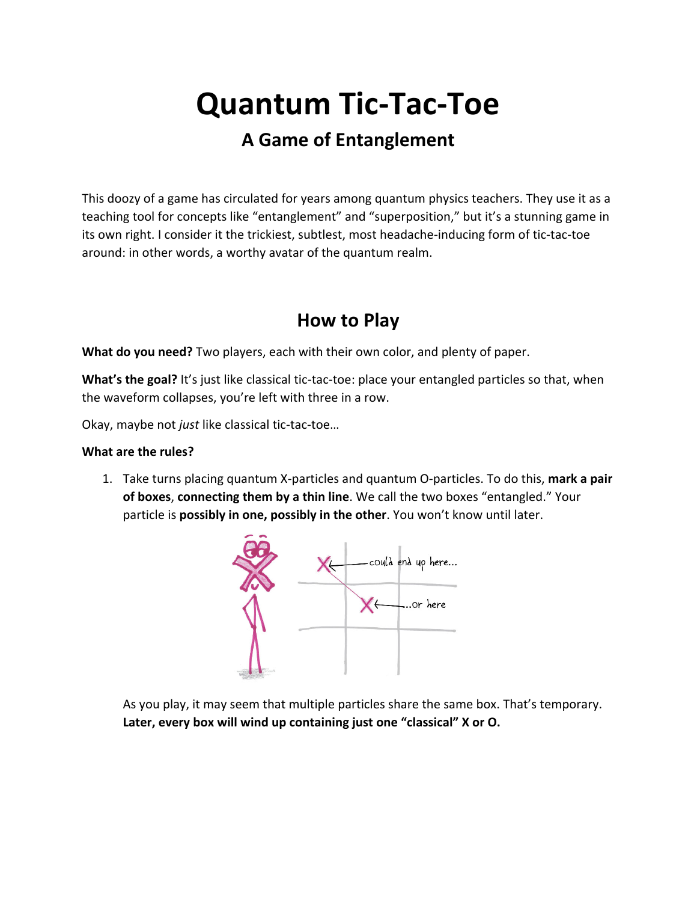# Quantum Tic-Tac-Toe

## A Game of Entanglement

This doozy of a game has circulated for years among quantum physics teachers. They use it as a teaching tool for concepts like "entanglement" and "superposition," but it's a stunning game in its own right. I consider it the trickiest, subtlest, most headache-inducing form of tic-tac-toe around: in other words, a worthy avatar of the quantum realm.

## How to Play

**What do you need?** Two players, each with their own color, and plenty of paper.

**What's the goal?** It's just like classical tic-tac-toe: place your entangled particles so that, when the waveform collapses, you're left with three in a row.

Okay, maybe not *just* like classical tic-tac-toe…

**What are the rules?**

1. Take turns placing quantum X-particles and quantum O-particles. To do this, **mark a pair of boxes**, **connecting them by a thin line**. We call the two boxes "entangled." Your particle is **possibly in one, possibly in the other**. You won't know until later.

   could end up here…

   …or here

   As you play, it may seem that multiple particles share the same box. That's temporary. **Later, every box will wind up containing just one "classical" X or O.**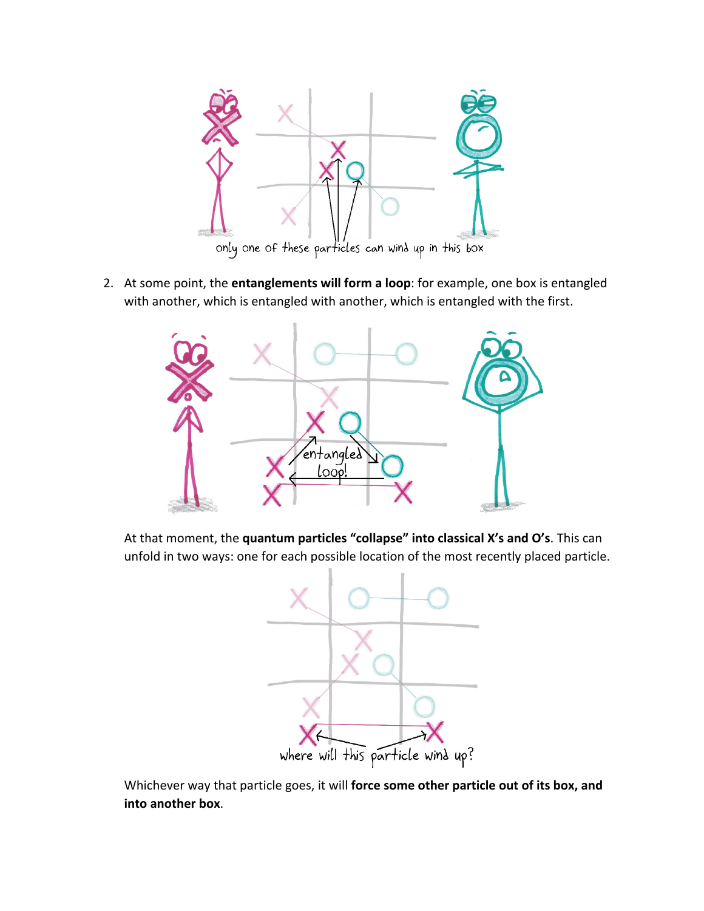only one of these particles can wind up in this box

2. At some point, the **entanglements will form a loop**: for example, one box is entangled with another, which is entangled with another, which is entangled with the first.

entangled loop!

At that moment, the **quantum particles "collapse" into classical X's and O's**. This can unfold in two ways: one for each possible location of the most recently placed particle.

where will this particle wind up?

Whichever way that particle goes, it will **force some other particle out of its box, and into another box**.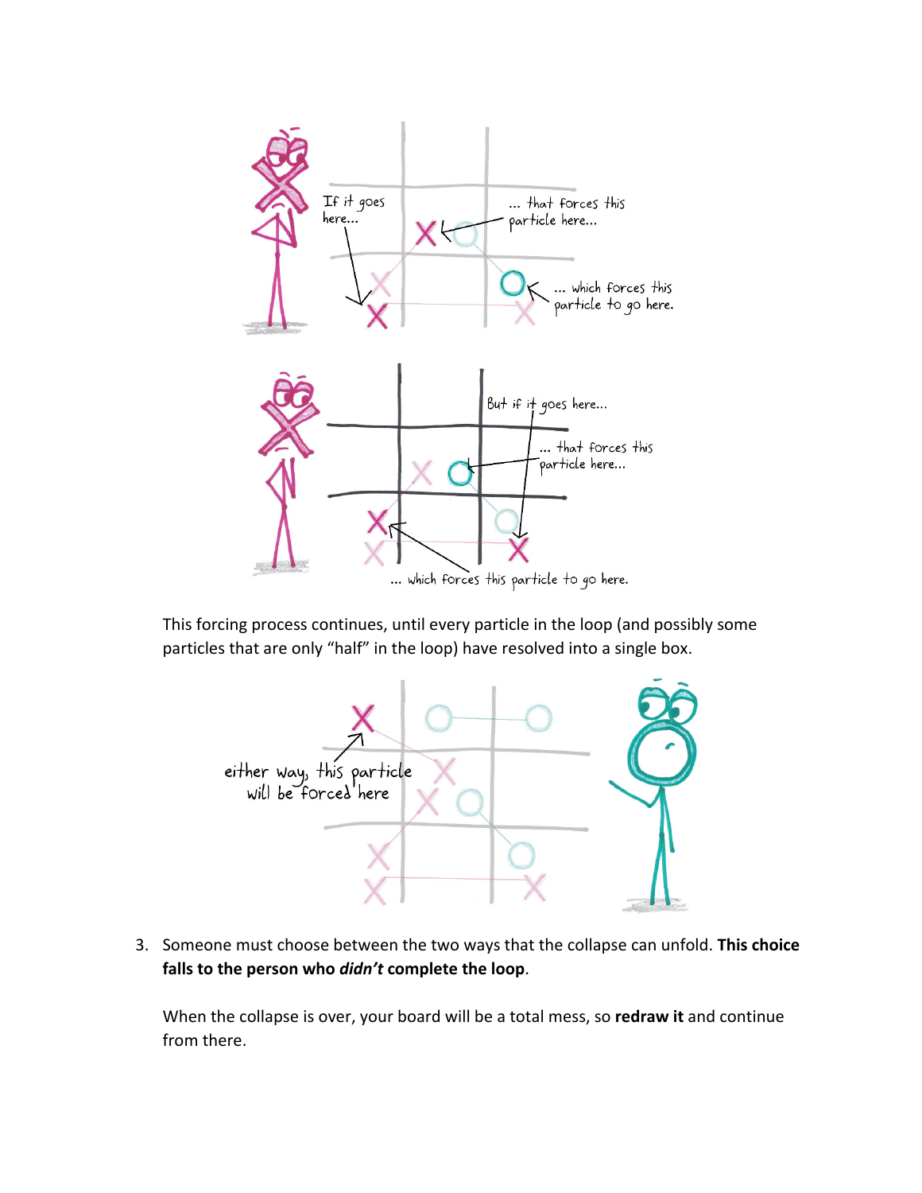If it goes here...

... that forces this particle here...

... which forces this particle to go here.

But if it goes here...

... that forces this particle here...

... which forces this particle to go here.

This forcing process continues, until every particle in the loop (and possibly some particles that are only "half" in the loop) have resolved into a single box.

either way, this particle will be forced here

3. Someone must choose between the two ways that the collapse can unfold. **This choice falls to the person who *didn't* complete the loop**.

   When the collapse is over, your board will be a total mess, so **redraw it** and continue from there.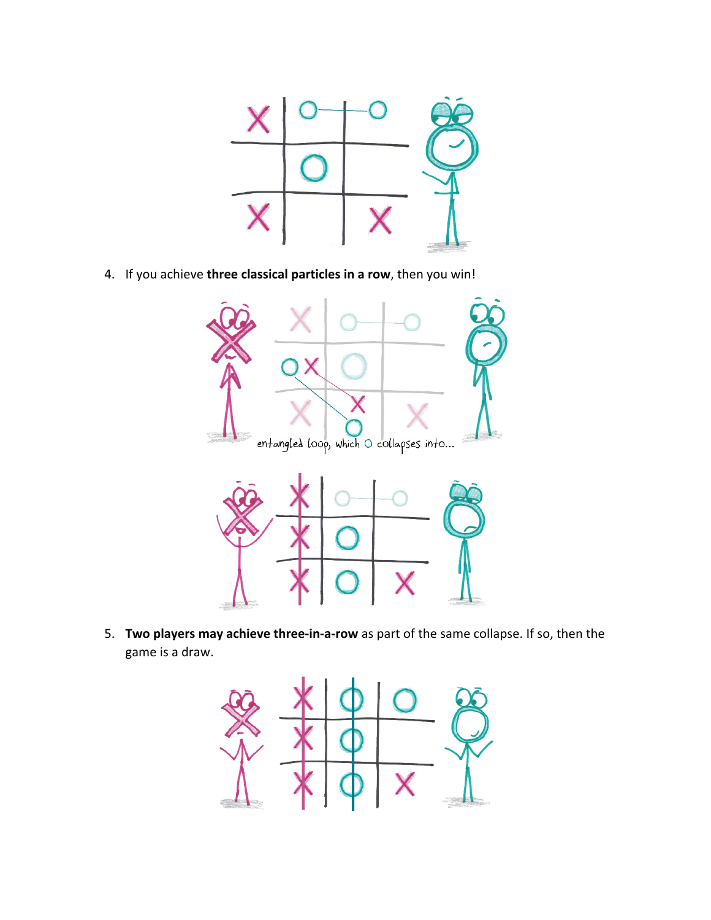4. If you achieve **three classical particles in a row**, then you win!

entangled loop, which O collapses into...

5. **Two players may achieve three-in-a-row** as part of the same collapse. If so, then the game is a draw.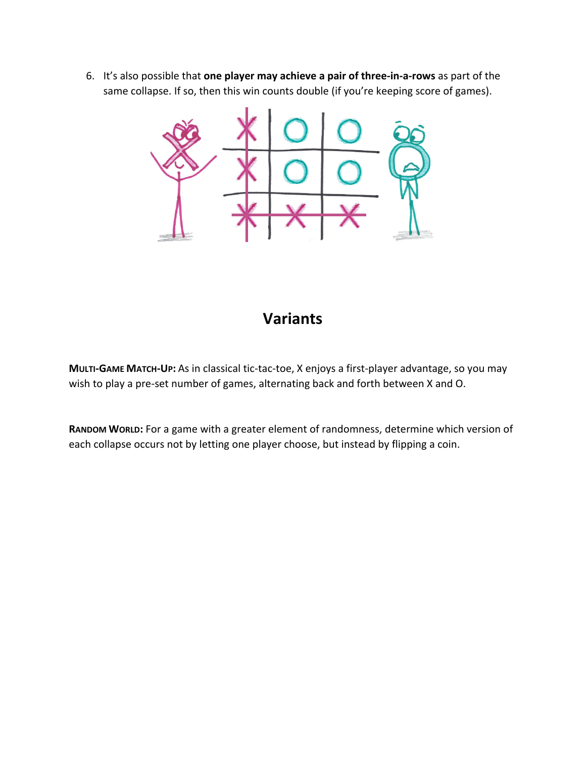6. It's also possible that **one player may achieve a pair of three-in-a-rows** as part of the same collapse. If so, then this win counts double (if you're keeping score of games).

## Variants

**Multi-Game Match-Up:** As in classical tic-tac-toe, X enjoys a first-player advantage, so you may wish to play a pre-set number of games, alternating back and forth between X and O.

**Random World:** For a game with a greater element of randomness, determine which version of each collapse occurs not by letting one player choose, but instead by flipping a coin.